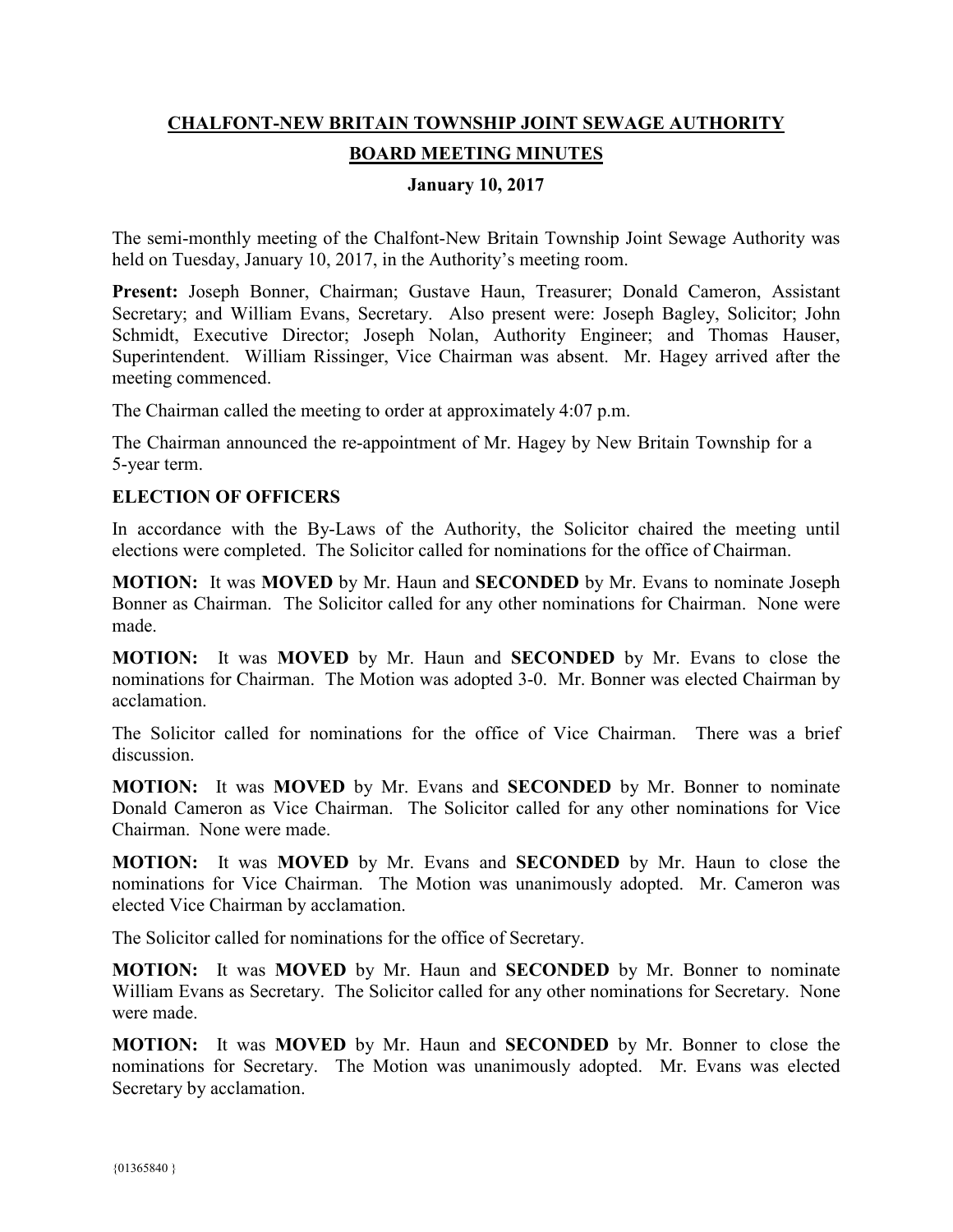# CHALFONT-NEW BRITAIN TOWNSHIP JOINT SEWAGE AUTHORITY

## BOARD MEETING MINUTES

**January 10, 2017**

The semi-monthly meeting of the Chalfont-New Britain Township Joint Sewage Authority was held on Tuesday, January 10, 2017, in the Authority's meeting room.

**Present:** Joseph Bonner, Chairman; Gustave Haun, Treasurer; Donald Cameron, Assistant Secretary; and William Evans, Secretary. Also present were: Joseph Bagley, Solicitor; John Schmidt, Executive Director; Joseph Nolan, Authority Engineer; and Thomas Hauser, Superintendent. William Rissinger, Vice Chairman was absent. Mr. Hagey arrived after the meeting commenced.

The Chairman called the meeting to order at approximately 4:07 p.m.

The Chairman announced the re-appointment of Mr. Hagey by New Britain Township for a 5-year term.

### ELECTION OF OFFICERS

In accordance with the By-Laws of the Authority, the Solicitor chaired the meeting until elections were completed. The Solicitor called for nominations for the office of Chairman.

**MOTION:** It was **MOVED** by Mr. Haun and **SECONDED** by Mr. Evans to nominate Joseph Bonner as Chairman. The Solicitor called for any other nominations for Chairman. None were made.

**MOTION:** It was **MOVED** by Mr. Haun and **SECONDED** by Mr. Evans to close the nominations for Chairman. The Motion was adopted 3-0. Mr. Bonner was elected Chairman by acclamation.

The Solicitor called for nominations for the office of Vice Chairman. There was a brief discussion.

**MOTION:** It was **MOVED** by Mr. Evans and **SECONDED** by Mr. Bonner to nominate Donald Cameron as Vice Chairman. The Solicitor called for any other nominations for Vice Chairman. None were made.

**MOTION:** It was **MOVED** by Mr. Evans and **SECONDED** by Mr. Haun to close the nominations for Vice Chairman. The Motion was unanimously adopted. Mr. Cameron was elected Vice Chairman by acclamation.

The Solicitor called for nominations for the office of Secretary.

**MOTION:** It was **MOVED** by Mr. Haun and **SECONDED** by Mr. Bonner to nominate William Evans as Secretary. The Solicitor called for any other nominations for Secretary. None were made.

**MOTION:** It was **MOVED** by Mr. Haun and **SECONDED** by Mr. Bonner to close the nominations for Secretary. The Motion was unanimously adopted. Mr. Evans was elected Secretary by acclamation.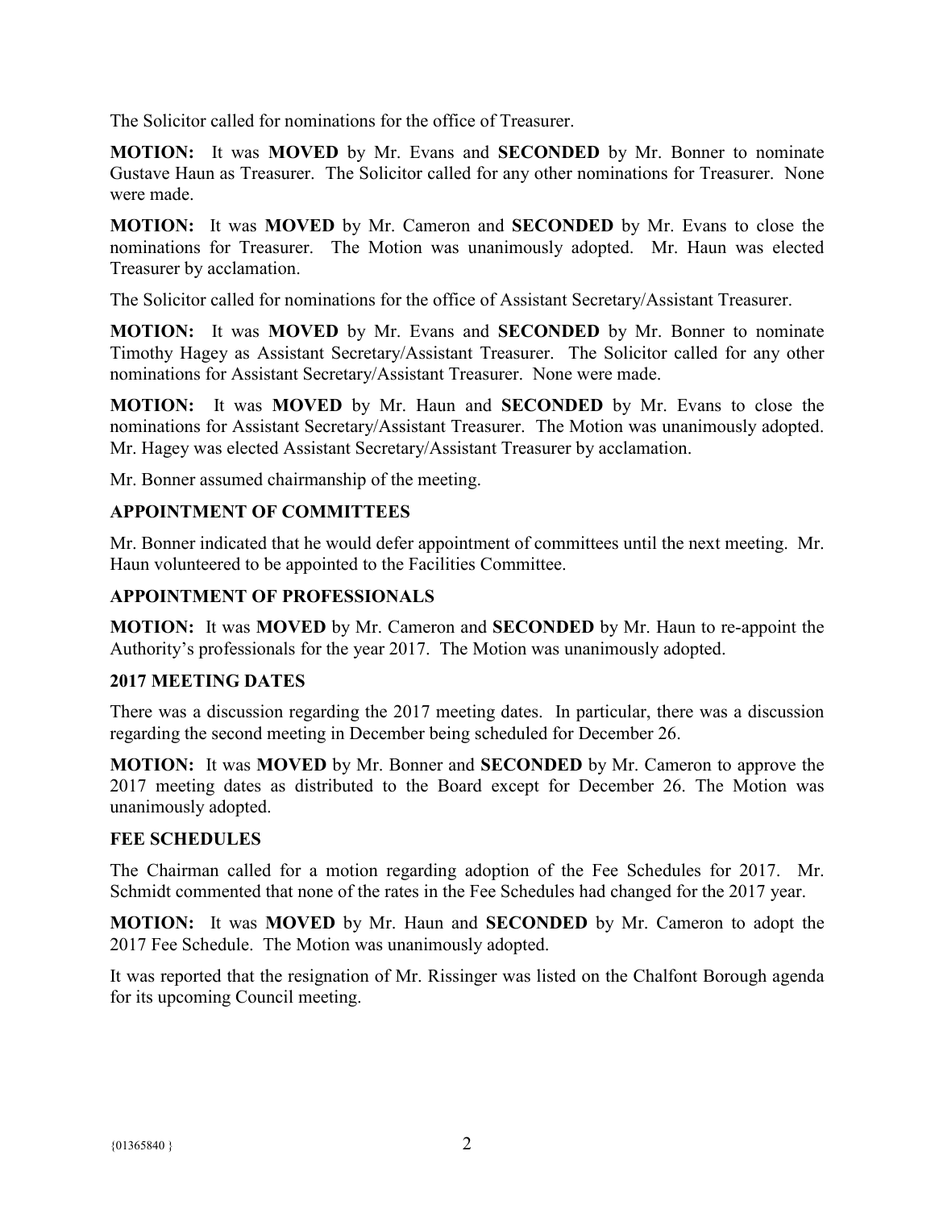The Solicitor called for nominations for the office of Treasurer.

**MOTION:** It was **MOVED** by Mr. Evans and **SECONDED** by Mr. Bonner to nominate Gustave Haun as Treasurer. The Solicitor called for any other nominations for Treasurer. None were made.

**MOTION:** It was **MOVED** by Mr. Cameron and **SECONDED** by Mr. Evans to close the nominations for Treasurer. The Motion was unanimously adopted. Mr. Haun was elected Treasurer by acclamation.

The Solicitor called for nominations for the office of Assistant Secretary/Assistant Treasurer.

**MOTION:** It was **MOVED** by Mr. Evans and **SECONDED** by Mr. Bonner to nominate Timothy Hagey as Assistant Secretary/Assistant Treasurer. The Solicitor called for any other nominations for Assistant Secretary/Assistant Treasurer. None were made.

**MOTION:** It was **MOVED** by Mr. Haun and **SECONDED** by Mr. Evans to close the nominations for Assistant Secretary/Assistant Treasurer. The Motion was unanimously adopted. Mr. Hagey was elected Assistant Secretary/Assistant Treasurer by acclamation.

Mr. Bonner assumed chairmanship of the meeting.

**APPOINTMENT OF COMMITTEES**

Mr. Bonner indicated that he would defer appointment of committees until the next meeting. Mr. Haun volunteered to be appointed to the Facilities Committee.

**APPOINTMENT OF PROFESSIONALS**

**MOTION:** It was **MOVED** by Mr. Cameron and **SECONDED** by Mr. Haun to re-appoint the Authority's professionals for the year 2017. The Motion was unanimously adopted.

**2017 MEETING DATES**

There was a discussion regarding the 2017 meeting dates. In particular, there was a discussion regarding the second meeting in December being scheduled for December 26.

**MOTION:** It was **MOVED** by Mr. Bonner and **SECONDED** by Mr. Cameron to approve the 2017 meeting dates as distributed to the Board except for December 26. The Motion was unanimously adopted.

**FEE SCHEDULES**

The Chairman called for a motion regarding adoption of the Fee Schedules for 2017. Mr. Schmidt commented that none of the rates in the Fee Schedules had changed for the 2017 year.

**MOTION:** It was **MOVED** by Mr. Haun and **SECONDED** by Mr. Cameron to adopt the 2017 Fee Schedule. The Motion was unanimously adopted.

It was reported that the resignation of Mr. Rissinger was listed on the Chalfont Borough agenda for its upcoming Council meeting.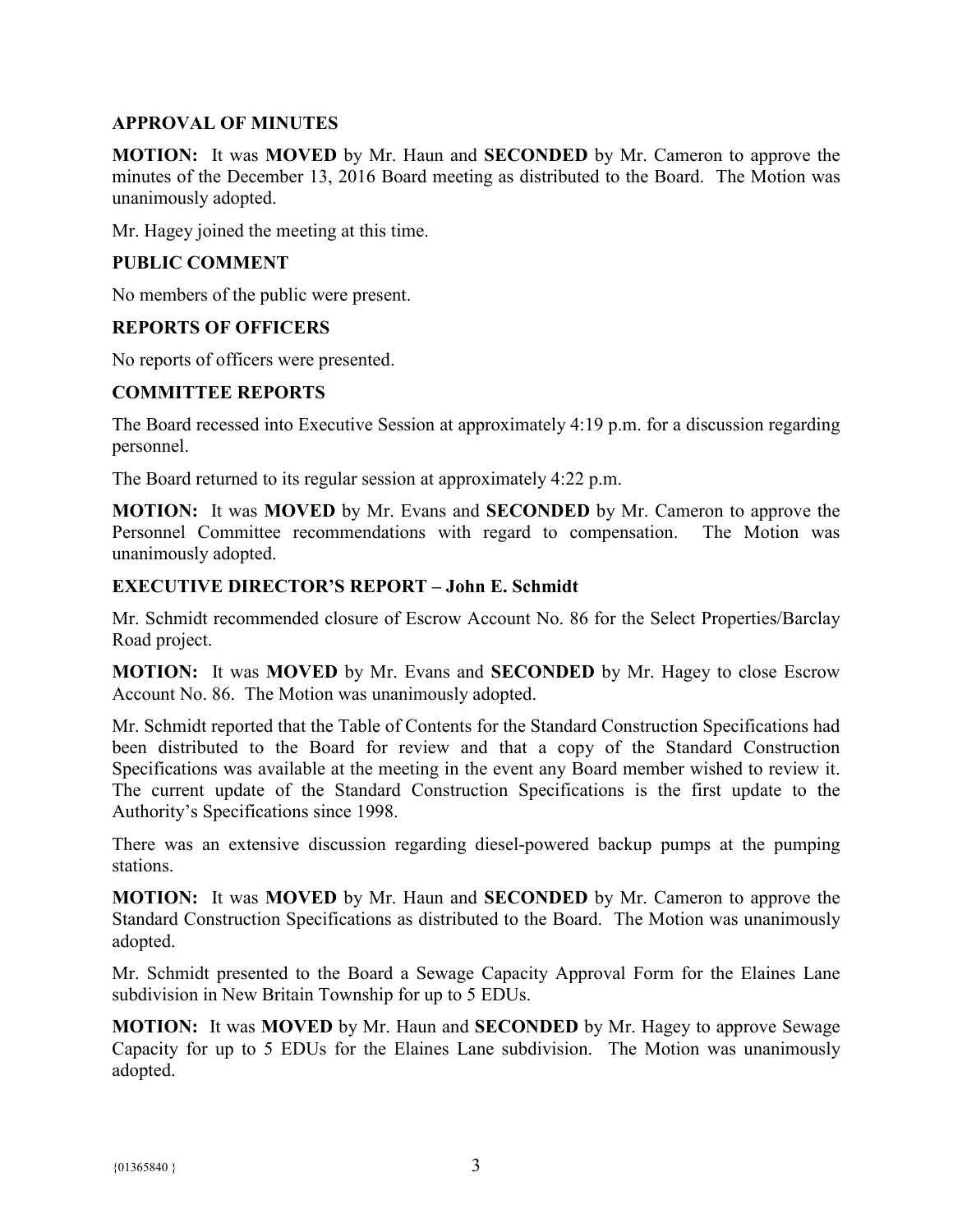## APPROVAL OF MINUTES

**MOTION:** It was **MOVED** by Mr. Haun and **SECONDED** by Mr. Cameron to approve the minutes of the December 13, 2016 Board meeting as distributed to the Board. The Motion was unanimously adopted.

Mr. Hagey joined the meeting at this time.

## PUBLIC COMMENT

No members of the public were present.

## REPORTS OF OFFICERS

No reports of officers were presented.

## COMMITTEE REPORTS

The Board recessed into Executive Session at approximately 4:19 p.m. for a discussion regarding personnel.

The Board returned to its regular session at approximately 4:22 p.m.

**MOTION:** It was **MOVED** by Mr. Evans and **SECONDED** by Mr. Cameron to approve the Personnel Committee recommendations with regard to compensation. The Motion was unanimously adopted.

## EXECUTIVE DIRECTOR'S REPORT – John E. Schmidt

Mr. Schmidt recommended closure of Escrow Account No. 86 for the Select Properties/Barclay Road project.

**MOTION:** It was **MOVED** by Mr. Evans and **SECONDED** by Mr. Hagey to close Escrow Account No. 86. The Motion was unanimously adopted.

Mr. Schmidt reported that the Table of Contents for the Standard Construction Specifications had been distributed to the Board for review and that a copy of the Standard Construction Specifications was available at the meeting in the event any Board member wished to review it. The current update of the Standard Construction Specifications is the first update to the Authority's Specifications since 1998.

There was an extensive discussion regarding diesel-powered backup pumps at the pumping stations.

**MOTION:** It was **MOVED** by Mr. Haun and **SECONDED** by Mr. Cameron to approve the Standard Construction Specifications as distributed to the Board. The Motion was unanimously adopted.

Mr. Schmidt presented to the Board a Sewage Capacity Approval Form for the Elaines Lane subdivision in New Britain Township for up to 5 EDUs.

**MOTION:** It was **MOVED** by Mr. Haun and **SECONDED** by Mr. Hagey to approve Sewage Capacity for up to 5 EDUs for the Elaines Lane subdivision. The Motion was unanimously adopted.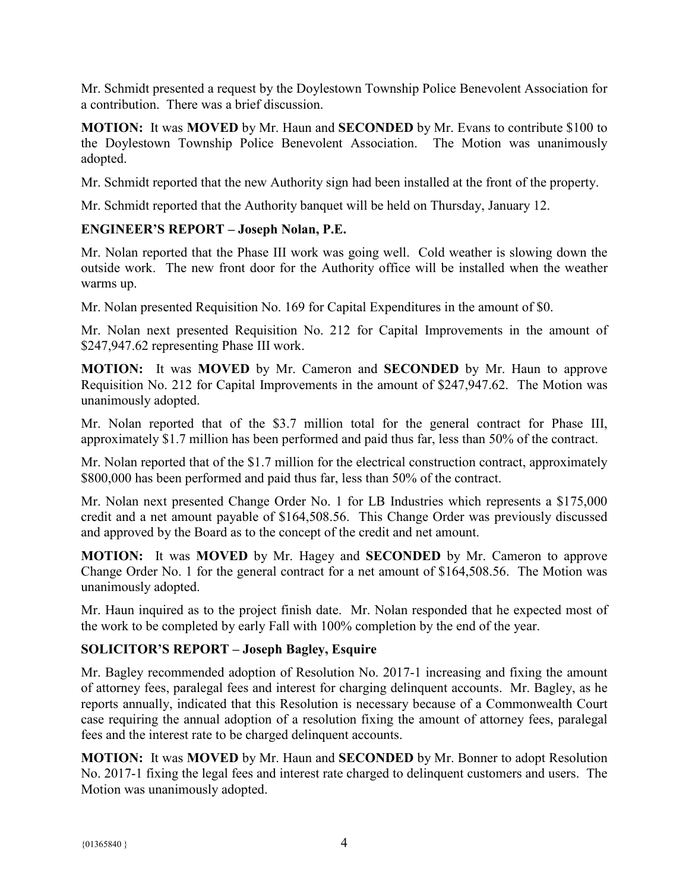Mr. Schmidt presented a request by the Doylestown Township Police Benevolent Association for a contribution. There was a brief discussion.

**MOTION:** It was **MOVED** by Mr. Haun and **SECONDED** by Mr. Evans to contribute $100 to the Doylestown Township Police Benevolent Association. The Motion was unanimously adopted.

Mr. Schmidt reported that the new Authority sign had been installed at the front of the property.

Mr. Schmidt reported that the Authority banquet will be held on Thursday, January 12.

## ENGINEER'S REPORT – Joseph Nolan, P.E.

Mr. Nolan reported that the Phase III work was going well. Cold weather is slowing down the outside work. The new front door for the Authority office will be installed when the weather warms up.

Mr. Nolan presented Requisition No. 169 for Capital Expenditures in the amount of $0.

Mr. Nolan next presented Requisition No. 212 for Capital Improvements in the amount of $247,947.62 representing Phase III work.

**MOTION:** It was **MOVED** by Mr. Cameron and **SECONDED** by Mr. Haun to approve Requisition No. 212 for Capital Improvements in the amount of $247,947.62. The Motion was unanimously adopted.

Mr. Nolan reported that of the $3.7 million total for the general contract for Phase III, approximately $1.7 million has been performed and paid thus far, less than 50% of the contract.

Mr. Nolan reported that of the $1.7 million for the electrical construction contract, approximately $800,000 has been performed and paid thus far, less than 50% of the contract.

Mr. Nolan next presented Change Order No. 1 for LB Industries which represents a $175,000 credit and a net amount payable of $164,508.56. This Change Order was previously discussed and approved by the Board as to the concept of the credit and net amount.

**MOTION:** It was **MOVED** by Mr. Hagey and **SECONDED** by Mr. Cameron to approve Change Order No. 1 for the general contract for a net amount of $164,508.56. The Motion was unanimously adopted.

Mr. Haun inquired as to the project finish date. Mr. Nolan responded that he expected most of the work to be completed by early Fall with 100% completion by the end of the year.

## SOLICITOR'S REPORT – Joseph Bagley, Esquire

Mr. Bagley recommended adoption of Resolution No. 2017-1 increasing and fixing the amount of attorney fees, paralegal fees and interest for charging delinquent accounts. Mr. Bagley, as he reports annually, indicated that this Resolution is necessary because of a Commonwealth Court case requiring the annual adoption of a resolution fixing the amount of attorney fees, paralegal fees and the interest rate to be charged delinquent accounts.

**MOTION:** It was **MOVED** by Mr. Haun and **SECONDED** by Mr. Bonner to adopt Resolution No. 2017-1 fixing the legal fees and interest rate charged to delinquent customers and users. The Motion was unanimously adopted.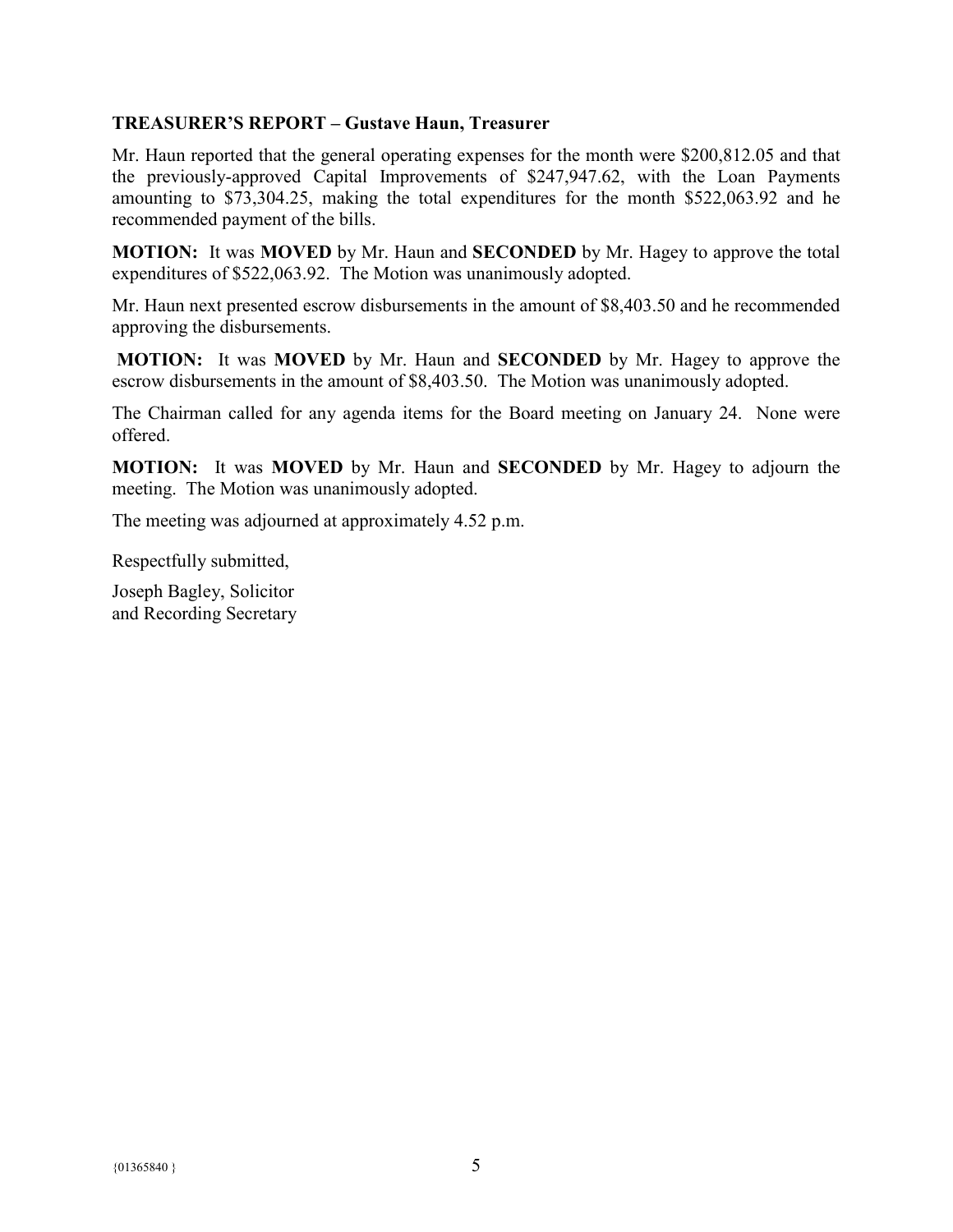**TREASURER'S REPORT – Gustave Haun, Treasurer**

Mr. Haun reported that the general operating expenses for the month were $200,812.05 and that the previously-approved Capital Improvements of $247,947.62, with the Loan Payments amounting to $73,304.25, making the total expenditures for the month $522,063.92 and he recommended payment of the bills.

**MOTION:** It was **MOVED** by Mr. Haun and **SECONDED** by Mr. Hagey to approve the total expenditures of $522,063.92. The Motion was unanimously adopted.

Mr. Haun next presented escrow disbursements in the amount of $8,403.50 and he recommended approving the disbursements.

**MOTION:** It was **MOVED** by Mr. Haun and **SECONDED** by Mr. Hagey to approve the escrow disbursements in the amount of $8,403.50. The Motion was unanimously adopted.

The Chairman called for any agenda items for the Board meeting on January 24. None were offered.

**MOTION:** It was **MOVED** by Mr. Haun and **SECONDED** by Mr. Hagey to adjourn the meeting. The Motion was unanimously adopted.

The meeting was adjourned at approximately 4.52 p.m.

Respectfully submitted,

Joseph Bagley, Solicitor
and Recording Secretary

{01365840 }